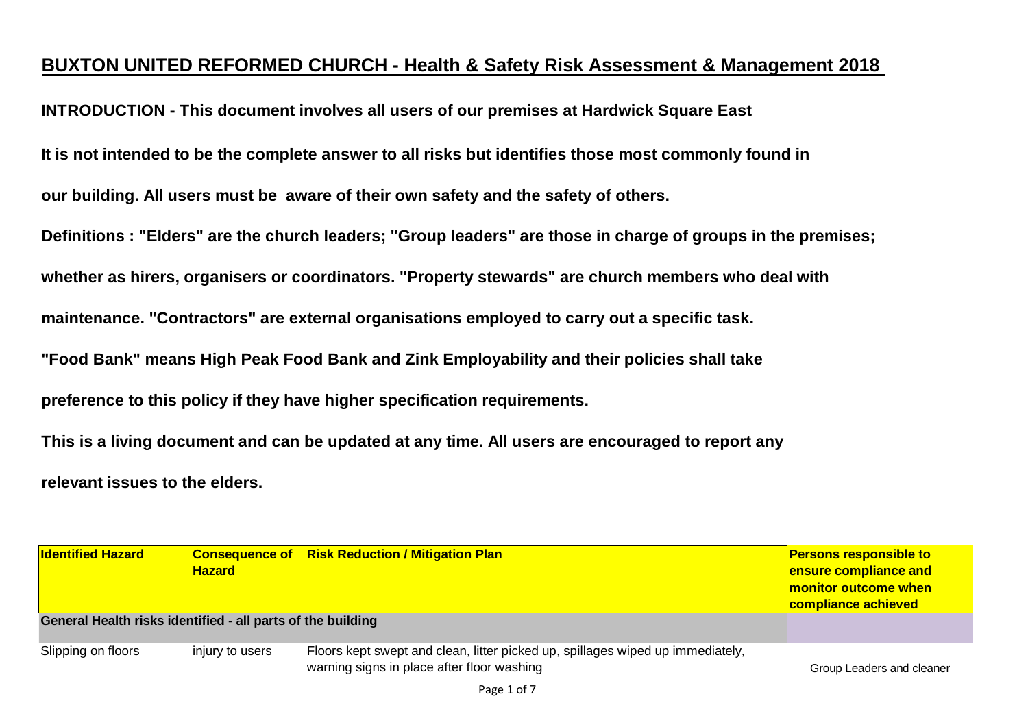# BUXTON UNITED REFORMED CHURCH - Health & Safety Risk Assessment & Management 2018

**INTRODUCTION - This document involves all users of our premises at Hardwick Square East**

**It is not intended to be the complete answer to all risks but identifies those most commonly found in our building. All users must be aware of their own safety and the safety of others.**

**Definitions : "Elders" are the church leaders; "Group leaders" are those in charge of groups in the premises; whether as hirers, organisers or coordinators. "Property stewards" are church members who deal with maintenance. "Contractors" are external organisations employed to carry out a specific task.**

**"Food Bank" means High Peak Food Bank and Zink Employability and their policies shall take preference to this policy if they have higher specification requirements.**

**This is a living document and can be updated at any time. All users are encouraged to report any relevant issues to the elders.**

| Identified Hazard | Consequence of Hazard | Risk Reduction / Mitigation Plan | Persons responsible to ensure compliance and monitor outcome when compliance achieved |
|---|---|---|---|
| **General Health risks identified - all parts of the building** | | | |
| Slipping on floors | injury to users | Floors kept swept and clean, litter picked up, spillages wiped up immediately, warning signs in place after floor washing | Group Leaders and cleaner |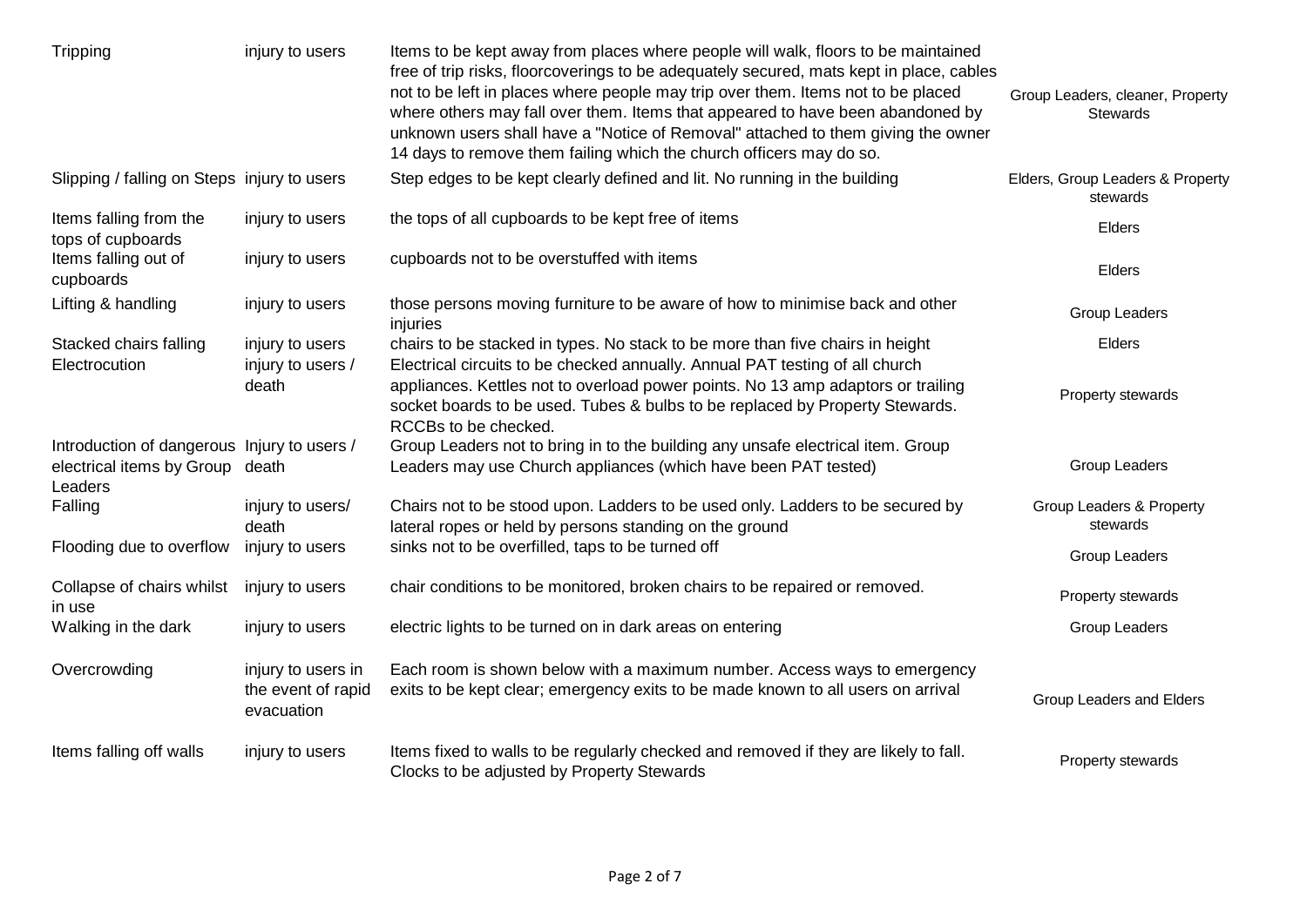| | | | |
|---|---|---|---|
| Tripping | injury to users | Items to be kept away from places where people will walk, floors to be maintained free of trip risks, floorcoverings to be adequately secured, mats kept in place, cables not to be left in places where people may trip over them. Items not to be placed where others may fall over them. Items that appeared to have been abandoned by unknown users shall have a "Notice of Removal" attached to them giving the owner 14 days to remove them failing which the church officers may do so. | Group Leaders, cleaner, Property Stewards |
| Slipping / falling on Steps | injury to users | Step edges to be kept clearly defined and lit. No running in the building | Elders, Group Leaders & Property stewards |
| Items falling from the tops of cupboards | injury to users | the tops of all cupboards to be kept free of items | Elders |
| Items falling out of cupboards | injury to users | cupboards not to be overstuffed with items | Elders |
| Lifting & handling | injury to users | those persons moving furniture to be aware of how to minimise back and other injuries | Group Leaders |
| Stacked chairs falling | injury to users | chairs to be stacked in types. No stack to be more than five chairs in height | Elders |
| Electrocution | injury to users / death | Electrical circuits to be checked annually. Annual PAT testing of all church appliances. Kettles not to overload power points. No 13 amp adaptors or trailing socket boards to be used. Tubes & bulbs to be replaced by Property Stewards. RCCBs to be checked. | Property stewards |
| Introduction of dangerous electrical items by Group Leaders | Injury to users / death | Group Leaders not to bring in to the building any unsafe electrical item. Group Leaders may use Church appliances (which have been PAT tested) | Group Leaders |
| Falling | injury to users/ death | Chairs not to be stood upon. Ladders to be used only. Ladders to be secured by lateral ropes or held by persons standing on the ground | Group Leaders & Property stewards |
| Flooding due to overflow | injury to users | sinks not to be overfilled, taps to be turned off | Group Leaders |
| Collapse of chairs whilst in use | injury to users | chair conditions to be monitored, broken chairs to be repaired or removed. | Property stewards |
| Walking in the dark | injury to users | electric lights to be turned on in dark areas on entering | Group Leaders |
| Overcrowding | injury to users in the event of rapid evacuation | Each room is shown below with a maximum number. Access ways to emergency exits to be kept clear; emergency exits to be made known to all users on arrival | Group Leaders and Elders |
| Items falling off walls | injury to users | Items fixed to walls to be regularly checked and removed if they are likely to fall. Clocks to be adjusted by Property Stewards | Property stewards |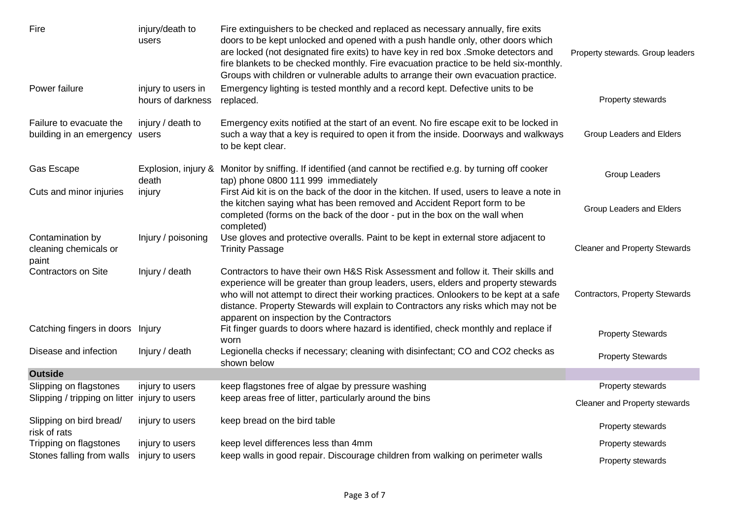| | | | |
|---|---|---|---|
| Fire | injury/death to users | Fire extinguishers to be checked and replaced as necessary annually, fire exits doors to be kept unlocked and opened with a push handle only, other doors which are locked (not designated fire exits) to have key in red box .Smoke detectors and fire blankets to be checked monthly. Fire evacuation practice to be held six-monthly. Groups with children or vulnerable adults to arrange their own evacuation practice. | Property stewards. Group leaders |
| Power failure | injury to users in hours of darkness | Emergency lighting is tested monthly and a record kept. Defective units to be replaced. | Property stewards |
| Failure to evacuate the building in an emergency | injury / death to users | Emergency exits notified at the start of an event. No fire escape exit to be locked in such a way that a key is required to open it from the inside. Doorways and walkways to be kept clear. | Group Leaders and Elders |
| Gas Escape | Explosion, injury & death | Monitor by sniffing. If identified (and cannot be rectified e.g. by turning off cooker tap) phone 0800 111 999 immediately | Group Leaders |
| Cuts and minor injuries | injury | First Aid kit is on the back of the door in the kitchen. If used, users to leave a note in the kitchen saying what has been removed and Accident Report form to be completed (forms on the back of the door - put in the box on the wall when completed) | Group Leaders and Elders |
| Contamination by cleaning chemicals or paint | Injury / poisoning | Use gloves and protective overalls. Paint to be kept in external store adjacent to Trinity Passage | Cleaner and Property Stewards |
| Contractors on Site | Injury / death | Contractors to have their own H&S Risk Assessment and follow it. Their skills and experience will be greater than group leaders, users, elders and property stewards who will not attempt to direct their working practices. Onlookers to be kept at a safe distance. Property Stewards will explain to Contractors any risks which may not be apparent on inspection by the Contractors | Contractors, Property Stewards |
| Catching fingers in doors | Injury | Fit finger guards to doors where hazard is identified, check monthly and replace if worn | Property Stewards |
| Disease and infection | Injury / death | Legionella checks if necessary; cleaning with disinfectant; CO and $CO_2$ checks as shown below | Property Stewards |
| **Outside** | | | |
| Slipping on flagstones | injury to users | keep flagstones free of algae by pressure washing | Property stewards |
| Slipping / tripping on litter | injury to users | keep areas free of litter, particularly around the bins | Cleaner and Property stewards |
| Slipping on bird bread/ risk of rats | injury to users | keep bread on the bird table | Property stewards |
| Tripping on flagstones | injury to users | keep level differences less than 4mm | Property stewards |
| Stones falling from walls | injury to users | keep walls in good repair. Discourage children from walking on perimeter walls | Property stewards |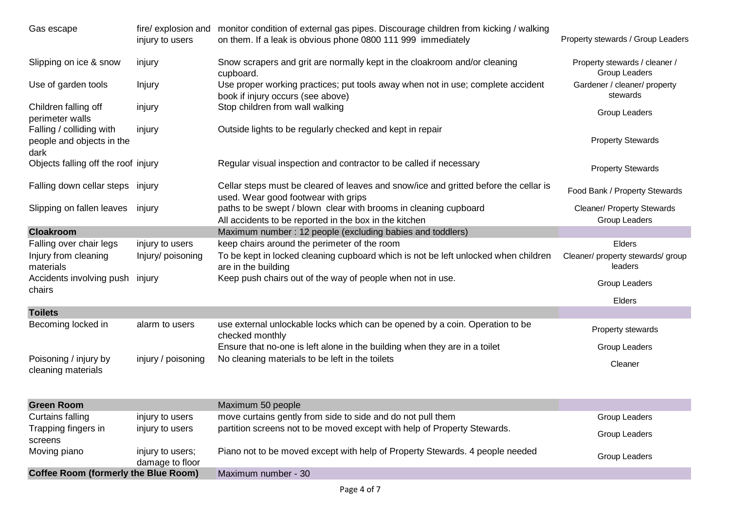| | | | |
|---|---|---|---|
| Gas escape | fire/ explosion and injury to users | monitor condition of external gas pipes. Discourage children from kicking / walking on them. If a leak is obvious phone 0800 111 999 immediately | Property stewards / Group Leaders |
| Slipping on ice & snow | injury | Snow scrapers and grit are normally kept in the cloakroom and/or cleaning cupboard. | Property stewards / cleaner / Group Leaders |
| Use of garden tools | Injury | Use proper working practices; put tools away when not in use; complete accident book if injury occurs (see above) | Gardener / cleaner/ property stewards |
| Children falling off perimeter walls | injury | Stop children from wall walking | Group Leaders |
| Falling / colliding with people and objects in the dark | injury | Outside lights to be regularly checked and kept in repair | Property Stewards |
| Objects falling off the roof | injury | Regular visual inspection and contractor to be called if necessary | Property Stewards |
| Falling down cellar steps | injury | Cellar steps must be cleared of leaves and snow/ice and gritted before the cellar is used. Wear good footwear with grips | Food Bank / Property Stewards |
| Slipping on fallen leaves | injury | paths to be swept / blown clear with brooms in cleaning cupboard | Cleaner/ Property Stewards |
| | | All accidents to be reported in the box in the kitchen | Group Leaders |
| **Cloakroom** | | Maximum number : 12 people (excluding babies and toddlers) | |
| Falling over chair legs | injury to users | keep chairs around the perimeter of the room | Elders |
| Injury from cleaning materials | Injury/ poisoning | To be kept in locked cleaning cupboard which is not be left unlocked when children are in the building | Cleaner/ property stewards/ group leaders |
| Accidents involving push chairs | injury | Keep push chairs out of the way of people when not in use. | Group Leaders |
| | | | Elders |
| **Toilets** | | | |
| Becoming locked in | alarm to users | use external unlockable locks which can be opened by a coin. Operation to be checked monthly | Property stewards |
| | | Ensure that no-one is left alone in the building when they are in a toilet | Group Leaders |
| Poisoning / injury by cleaning materials | injury / poisoning | No cleaning materials to be left in the toilets | Cleaner |
| **Green Room** | | Maximum 50 people | |
| Curtains falling | injury to users | move curtains gently from side to side and do not pull them | Group Leaders |
| Trapping fingers in screens | injury to users | partition screens not to be moved except with help of Property Stewards. | Group Leaders |
| Moving piano | injury to users; damage to floor | Piano not to be moved except with help of Property Stewards. 4 people needed | Group Leaders |
| **Coffee Room (formerly the Blue Room)** | | Maximum number - 30 | |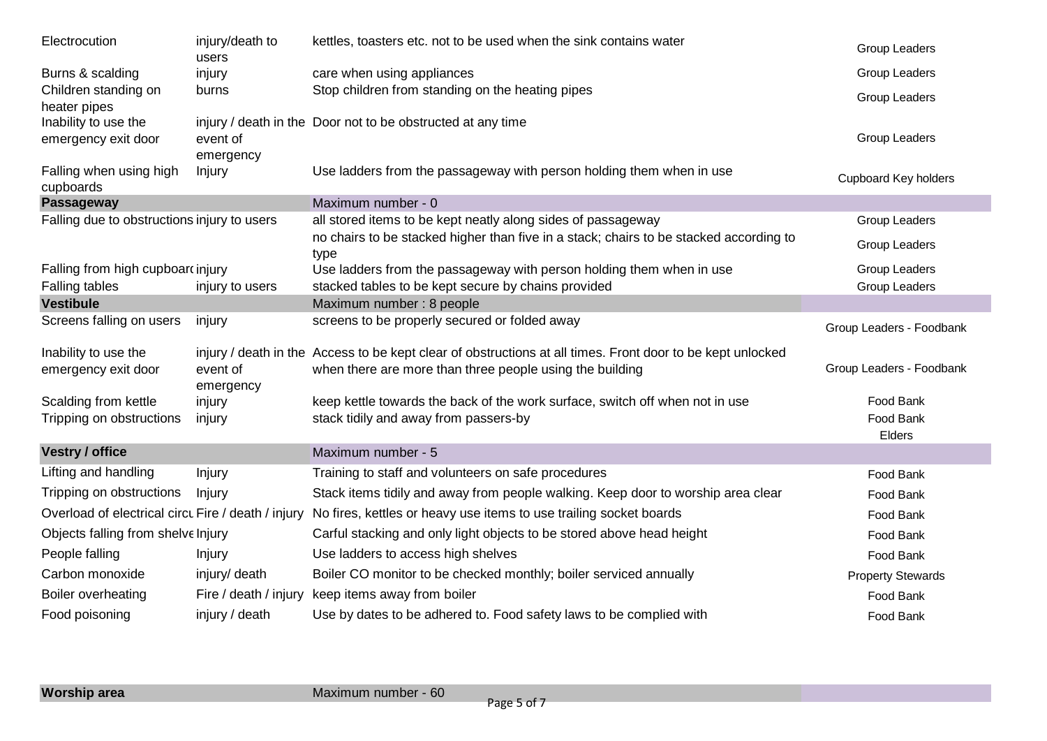| | | | |
|---|---|---|---|
| Electrocution | injury/death to users | kettles, toasters etc. not to be used when the sink contains water | Group Leaders |
| Burns & scalding | injury | care when using appliances | Group Leaders |
| Children standing on heater pipes | burns | Stop children from standing on the heating pipes | Group Leaders |
| Inability to use the emergency exit door | injury / death in the event of emergency | Door not to be obstructed at any time | Group Leaders |
| Falling when using high cupboards | Injury | Use ladders from the passageway with person holding them when in use | Cupboard Key holders |
| **Passageway** | | Maximum number - 0 | |
| Falling due to obstructions | injury to users | all stored items to be kept neatly along sides of passageway | Group Leaders |
| | | no chairs to be stacked higher than five in a stack; chairs to be stacked according to type | Group Leaders |
| Falling from high cupboard | injury | Use ladders from the passageway with person holding them when in use | Group Leaders |
| Falling tables | injury to users | stacked tables to be kept secure by chains provided | Group Leaders |
| **Vestibule** | | Maximum number : 8 people | |
| Screens falling on users | injury | screens to be properly secured or folded away | Group Leaders - Foodbank |
| Inability to use the emergency exit door | injury / death in the event of emergency | Access to be kept clear of obstructions at all times. Front door to be kept unlocked when there are more than three people using the building | Group Leaders - Foodbank |
| Scalding from kettle | injury | keep kettle towards the back of the work surface, switch off when not in use | Food Bank |
| Tripping on obstructions | injury | stack tidily and away from passers-by | Food Bank Elders |
| **Vestry / office** | | Maximum number - 5 | |
| Lifting and handling | Injury | Training to staff and volunteers on safe procedures | Food Bank |
| Tripping on obstructions | Injury | Stack items tidily and away from people walking. Keep door to worship area clear | Food Bank |
| Overload of electrical circu | Fire / death / injury | No fires, kettles or heavy use items to use trailing socket boards | Food Bank |
| Objects falling from shelve | Injury | Carful stacking and only light objects to be stored above head height | Food Bank |
| People falling | Injury | Use ladders to access high shelves | Food Bank |
| Carbon monoxide | injury/ death | Boiler CO monitor to be checked monthly; boiler serviced annually | Property Stewards |
| Boiler overheating | Fire / death / injury | keep items away from boiler | Food Bank |
| Food poisoning | injury / death | Use by dates to be adhered to. Food safety laws to be complied with | Food Bank |
| **Worship area** | | Maximum number - 60 | |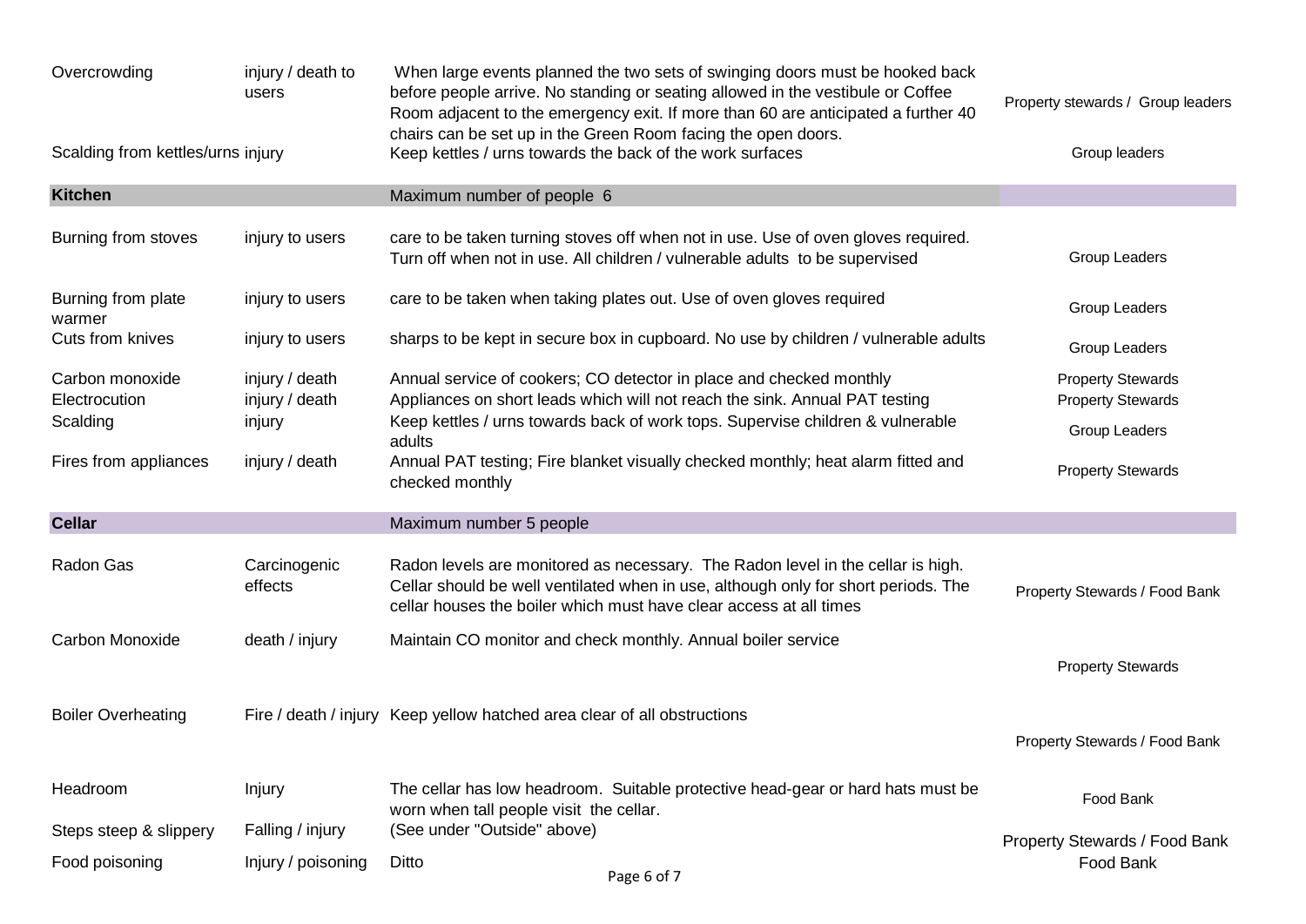| Hazard | Risk | Control measures | Responsibility |
|---|---|---|---|
| Overcrowding | injury / death to users | When large events planned the two sets of swinging doors must be hooked back before people arrive. No standing or seating allowed in the vestibule or Coffee Room adjacent to the emergency exit. If more than 60 are anticipated a further 40 chairs can be set up in the Green Room facing the open doors. | Property stewards / Group leaders |
| Scalding from kettles/urns | injury | Keep kettles / urns towards the back of the work surfaces | Group leaders |
| **Kitchen** | | Maximum number of people 6 | |
| Burning from stoves | injury to users | care to be taken turning stoves off when not in use. Use of oven gloves required. Turn off when not in use. All children / vulnerable adults to be supervised | Group Leaders |
| Burning from plate warmer | injury to users | care to be taken when taking plates out. Use of oven gloves required | Group Leaders |
| Cuts from knives | injury to users | sharps to be kept in secure box in cupboard. No use by children / vulnerable adults | Group Leaders |
| Carbon monoxide | injury / death | Annual service of cookers; CO detector in place and checked monthly | Property Stewards |
| Electrocution | injury / death | Appliances on short leads which will not reach the sink. Annual PAT testing | Property Stewards |
| Scalding | injury | Keep kettles / urns towards back of work tops. Supervise children & vulnerable adults | Group Leaders |
| Fires from appliances | injury / death | Annual PAT testing; Fire blanket visually checked monthly; heat alarm fitted and checked monthly | Property Stewards |
| **Cellar** | | Maximum number 5 people | |
| Radon Gas | Carcinogenic effects | Radon levels are monitored as necessary. The Radon level in the cellar is high. Cellar should be well ventilated when in use, although only for short periods. The cellar houses the boiler which must have clear access at all times | Property Stewards / Food Bank |
| Carbon Monoxide | death / injury | Maintain CO monitor and check monthly. Annual boiler service | Property Stewards |
| Boiler Overheating | Fire / death / injury | Keep yellow hatched area clear of all obstructions | Property Stewards / Food Bank |
| Headroom | Injury | The cellar has low headroom. Suitable protective head-gear or hard hats must be worn when tall people visit the cellar. | Food Bank |
| Steps steep & slippery | Falling / injury | (See under "Outside" above) | Property Stewards / Food Bank |
| Food poisoning | Injury / poisoning | Ditto | Food Bank |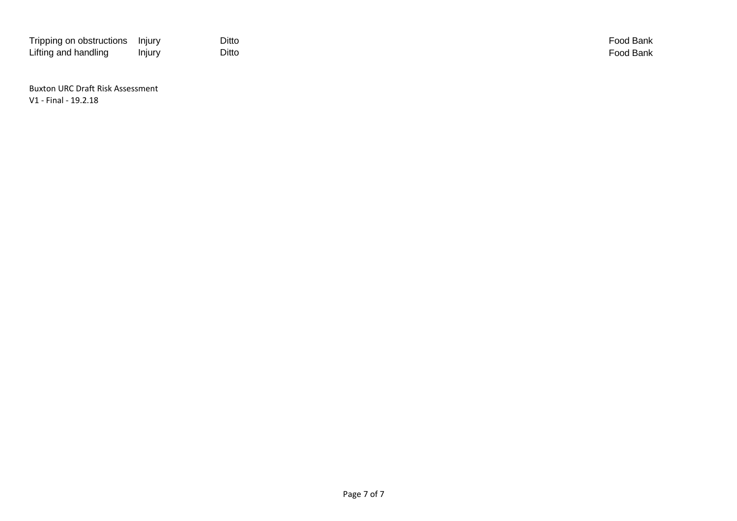| | | | |
|---|---|---|---|
| Tripping on obstructions | Injury | Ditto | Food Bank |
| Lifting and handling | Injury | Ditto | Food Bank |

Buxton URC Draft Risk Assessment
V1 - Final - 19.2.18